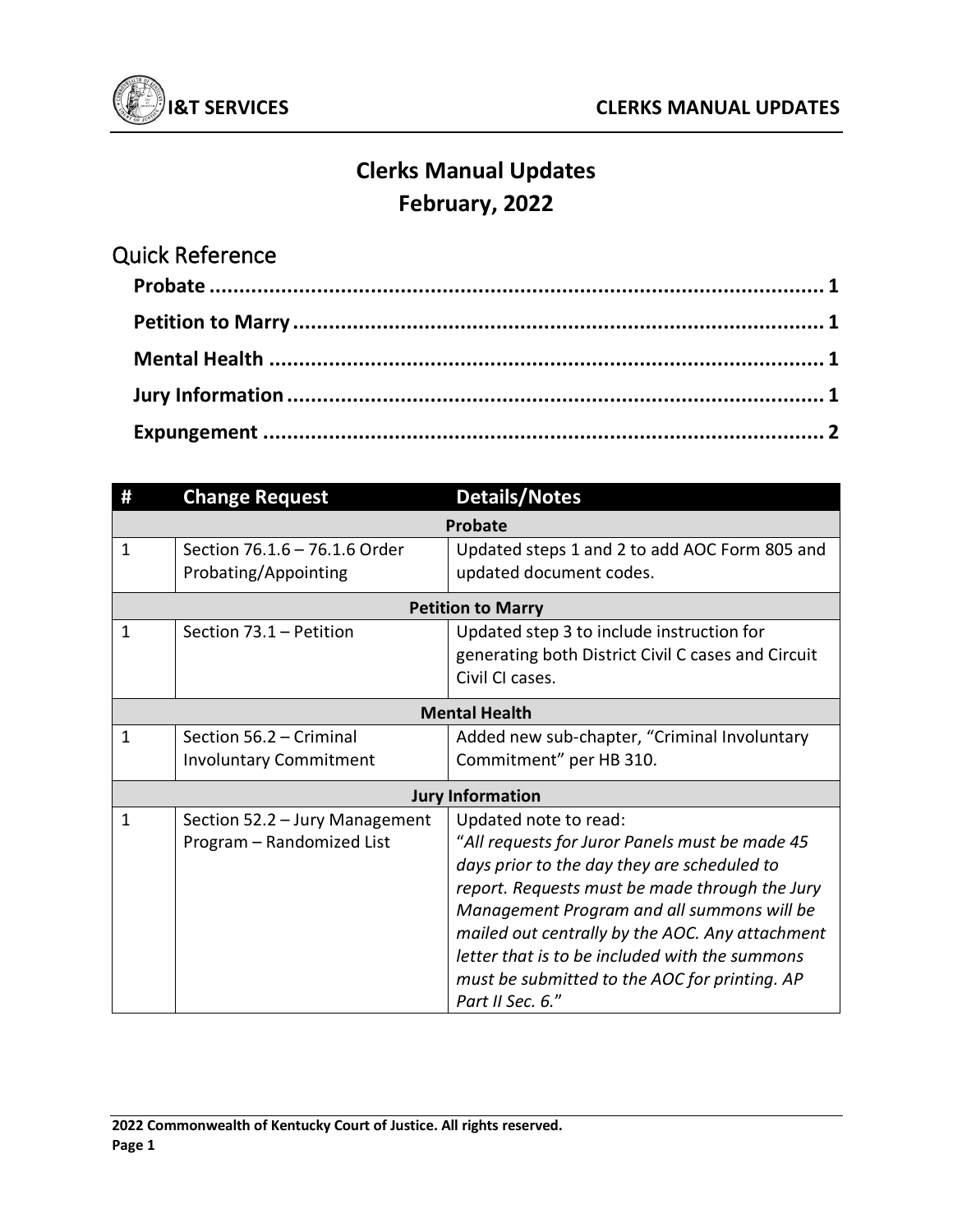# Clerks Manual Updates
## February, 2022

## Quick Reference

**Probate** ........................................................................................ **1**

**Petition to Marry** ........................................................................... **1**

**Mental Health** ................................................................................ **1**

**Jury Information** ............................................................................ **1**

**Expungement** ................................................................................. **2**

| # | Change Request | Details/Notes |
|---|---|---|
| | **Probate** | |
| 1 | Section 76.1.6 – 76.1.6 Order Probating/Appointing | Updated steps 1 and 2 to add AOC Form 805 and updated document codes. |
| | **Petition to Marry** | |
| 1 | Section 73.1 – Petition | Updated step 3 to include instruction for generating both District Civil C cases and Circuit Civil CI cases. |
| | **Mental Health** | |
| 1 | Section 56.2 – Criminal Involuntary Commitment | Added new sub-chapter, "Criminal Involuntary Commitment" per HB 310. |
| | **Jury Information** | |
| 1 | Section 52.2 – Jury Management Program – Randomized List | Updated note to read: "*All requests for Juror Panels must be made 45 days prior to the day they are scheduled to report. Requests must be made through the Jury Management Program and all summons will be mailed out centrally by the AOC. Any attachment letter that is to be included with the summons must be submitted to the AOC for printing. AP Part II Sec. 6.*" |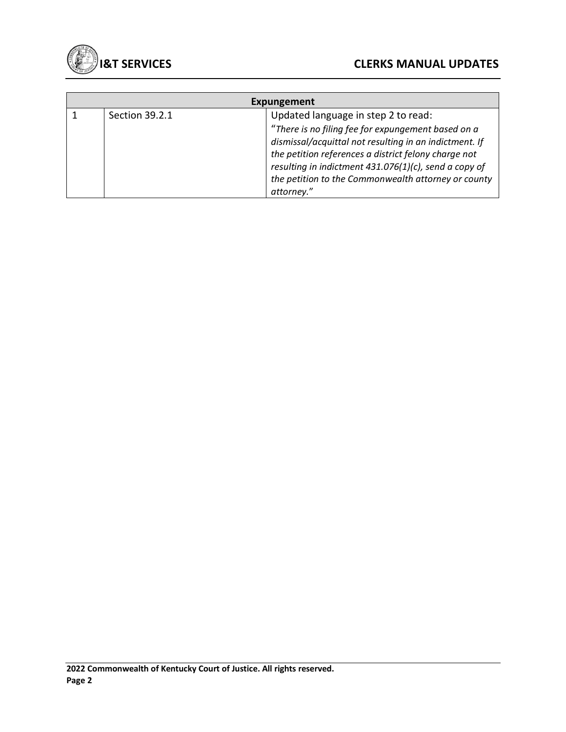| Expungement | | |
|---|---|---|
| 1 | Section 39.2.1 | Updated language in step 2 to read: "*There is no filing fee for expungement based on a dismissal/acquittal not resulting in an indictment. If the petition references a district felony charge not resulting in indictment 431.076(1)(c), send a copy of the petition to the Commonwealth attorney or county attorney.*" |